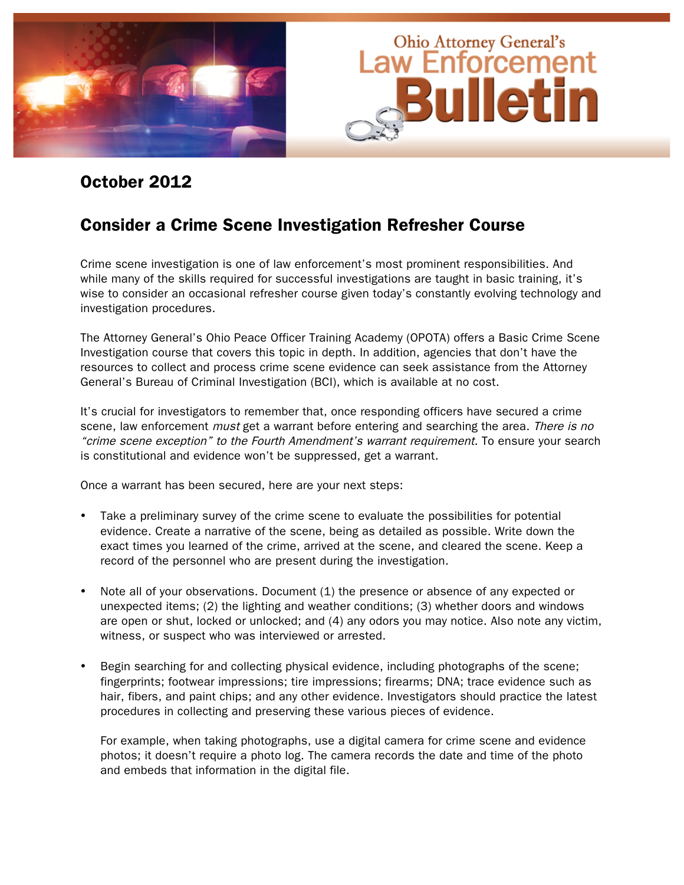# Ohio Attorney General's Law Enforcement Bulletin

## October 2012

## Consider a Crime Scene Investigation Refresher Course

Crime scene investigation is one of law enforcement's most prominent responsibilities. And while many of the skills required for successful investigations are taught in basic training, it's wise to consider an occasional refresher course given today's constantly evolving technology and investigation procedures.

The Attorney General's Ohio Peace Officer Training Academy (OPOTA) offers a Basic Crime Scene Investigation course that covers this topic in depth. In addition, agencies that don't have the resources to collect and process crime scene evidence can seek assistance from the Attorney General's Bureau of Criminal Investigation (BCI), which is available at no cost.

It's crucial for investigators to remember that, once responding officers have secured a crime scene, law enforcement *must* get a warrant before entering and searching the area. *There is no "crime scene exception" to the Fourth Amendment's warrant requirement.* To ensure your search is constitutional and evidence won't be suppressed, get a warrant.

Once a warrant has been secured, here are your next steps:

- Take a preliminary survey of the crime scene to evaluate the possibilities for potential evidence. Create a narrative of the scene, being as detailed as possible. Write down the exact times you learned of the crime, arrived at the scene, and cleared the scene. Keep a record of the personnel who are present during the investigation.

- Note all of your observations. Document (1) the presence or absence of any expected or unexpected items; (2) the lighting and weather conditions; (3) whether doors and windows are open or shut, locked or unlocked; and (4) any odors you may notice. Also note any victim, witness, or suspect who was interviewed or arrested.

- Begin searching for and collecting physical evidence, including photographs of the scene; fingerprints; footwear impressions; tire impressions; firearms; DNA; trace evidence such as hair, fibers, and paint chips; and any other evidence. Investigators should practice the latest procedures in collecting and preserving these various pieces of evidence.

  For example, when taking photographs, use a digital camera for crime scene and evidence photos; it doesn't require a photo log. The camera records the date and time of the photo and embeds that information in the digital file.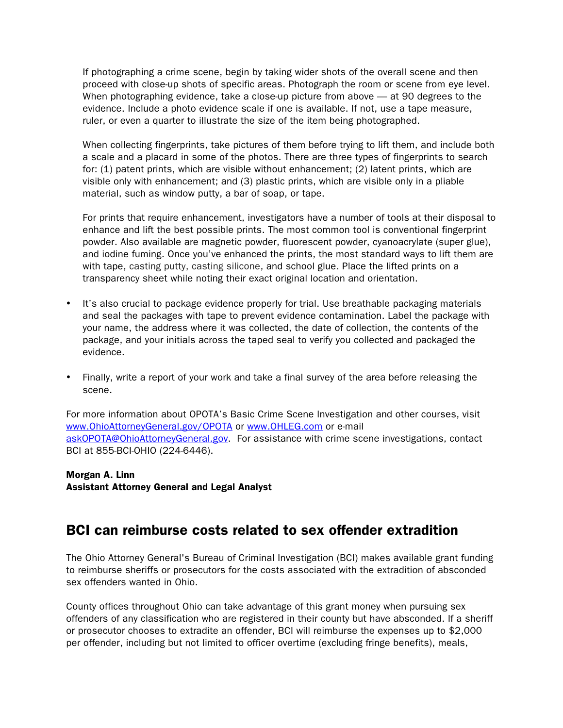If photographing a crime scene, begin by taking wider shots of the overall scene and then proceed with close-up shots of specific areas. Photograph the room or scene from eye level. When photographing evidence, take a close-up picture from above — at 90 degrees to the evidence. Include a photo evidence scale if one is available. If not, use a tape measure, ruler, or even a quarter to illustrate the size of the item being photographed.

When collecting fingerprints, take pictures of them before trying to lift them, and include both a scale and a placard in some of the photos. There are three types of fingerprints to search for: (1) patent prints, which are visible without enhancement; (2) latent prints, which are visible only with enhancement; and (3) plastic prints, which are visible only in a pliable material, such as window putty, a bar of soap, or tape.

For prints that require enhancement, investigators have a number of tools at their disposal to enhance and lift the best possible prints. The most common tool is conventional fingerprint powder. Also available are magnetic powder, fluorescent powder, cyanoacrylate (super glue), and iodine fuming. Once you've enhanced the prints, the most standard ways to lift them are with tape, casting putty, casting silicone, and school glue. Place the lifted prints on a transparency sheet while noting their exact original location and orientation.

- It's also crucial to package evidence properly for trial. Use breathable packaging materials and seal the packages with tape to prevent evidence contamination. Label the package with your name, the address where it was collected, the date of collection, the contents of the package, and your initials across the taped seal to verify you collected and packaged the evidence.

- Finally, write a report of your work and take a final survey of the area before releasing the scene.

For more information about OPOTA's Basic Crime Scene Investigation and other courses, visit www.OhioAttorneyGeneral.gov/OPOTA or www.OHLEG.com or e-mail askOPOTA@OhioAttorneyGeneral.gov. For assistance with crime scene investigations, contact BCI at 855-BCI-OHIO (224-6446).

**Morgan A. Linn**
**Assistant Attorney General and Legal Analyst**

## BCI can reimburse costs related to sex offender extradition

The Ohio Attorney General's Bureau of Criminal Investigation (BCI) makes available grant funding to reimburse sheriffs or prosecutors for the costs associated with the extradition of absconded sex offenders wanted in Ohio.

County offices throughout Ohio can take advantage of this grant money when pursuing sex offenders of any classification who are registered in their county but have absconded. If a sheriff or prosecutor chooses to extradite an offender, BCI will reimburse the expenses up to $2,000 per offender, including but not limited to officer overtime (excluding fringe benefits), meals,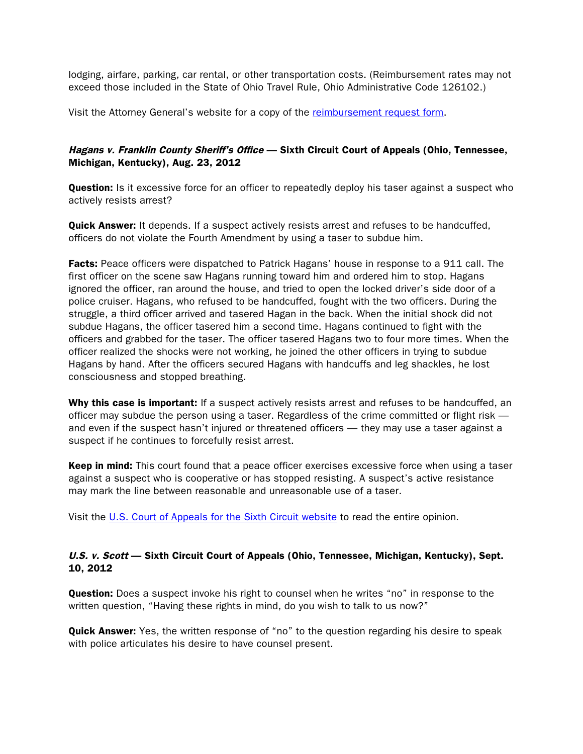lodging, airfare, parking, car rental, or other transportation costs. (Reimbursement rates may not exceed those included in the State of Ohio Travel Rule, Ohio Administrative Code 126102.)

Visit the Attorney General's website for a copy of the [reimbursement request form](#).

### *Hagans v. Franklin County Sheriff's Office* — Sixth Circuit Court of Appeals (Ohio, Tennessee, Michigan, Kentucky), Aug. 23, 2012

**Question:** Is it excessive force for an officer to repeatedly deploy his taser against a suspect who actively resists arrest?

**Quick Answer:** It depends. If a suspect actively resists arrest and refuses to be handcuffed, officers do not violate the Fourth Amendment by using a taser to subdue him.

**Facts:** Peace officers were dispatched to Patrick Hagans' house in response to a 911 call. The first officer on the scene saw Hagans running toward him and ordered him to stop. Hagans ignored the officer, ran around the house, and tried to open the locked driver's side door of a police cruiser. Hagans, who refused to be handcuffed, fought with the two officers. During the struggle, a third officer arrived and tasered Hagan in the back. When the initial shock did not subdue Hagans, the officer tasered him a second time. Hagans continued to fight with the officers and grabbed for the taser. The officer tasered Hagans two to four more times. When the officer realized the shocks were not working, he joined the other officers in trying to subdue Hagans by hand. After the officers secured Hagans with handcuffs and leg shackles, he lost consciousness and stopped breathing.

**Why this case is important:** If a suspect actively resists arrest and refuses to be handcuffed, an officer may subdue the person using a taser. Regardless of the crime committed or flight risk — and even if the suspect hasn't injured or threatened officers — they may use a taser against a suspect if he continues to forcefully resist arrest.

**Keep in mind:** This court found that a peace officer exercises excessive force when using a taser against a suspect who is cooperative or has stopped resisting. A suspect's active resistance may mark the line between reasonable and unreasonable use of a taser.

Visit the [U.S. Court of Appeals for the Sixth Circuit website](#) to read the entire opinion.

### *U.S. v. Scott* — Sixth Circuit Court of Appeals (Ohio, Tennessee, Michigan, Kentucky), Sept. 10, 2012

**Question:** Does a suspect invoke his right to counsel when he writes "no" in response to the written question, "Having these rights in mind, do you wish to talk to us now?"

**Quick Answer:** Yes, the written response of "no" to the question regarding his desire to speak with police articulates his desire to have counsel present.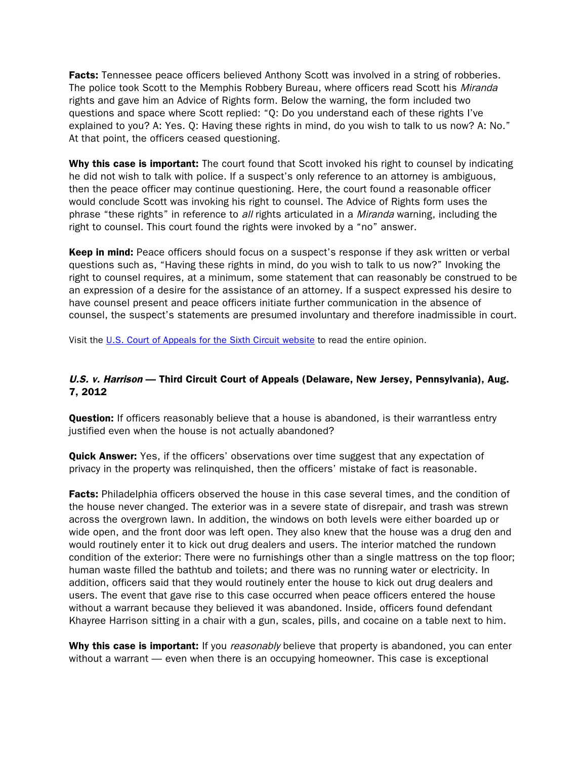**Facts:** Tennessee peace officers believed Anthony Scott was involved in a string of robberies. The police took Scott to the Memphis Robbery Bureau, where officers read Scott his *Miranda* rights and gave him an Advice of Rights form. Below the warning, the form included two questions and space where Scott replied: "Q: Do you understand each of these rights I've explained to you? A: Yes. Q: Having these rights in mind, do you wish to talk to us now? A: No." At that point, the officers ceased questioning.

**Why this case is important:** The court found that Scott invoked his right to counsel by indicating he did not wish to talk with police. If a suspect's only reference to an attorney is ambiguous, then the peace officer may continue questioning. Here, the court found a reasonable officer would conclude Scott was invoking his right to counsel. The Advice of Rights form uses the phrase "these rights" in reference to *all* rights articulated in a *Miranda* warning, including the right to counsel. This court found the rights were invoked by a "no" answer.

**Keep in mind:** Peace officers should focus on a suspect's response if they ask written or verbal questions such as, "Having these rights in mind, do you wish to talk to us now?" Invoking the right to counsel requires, at a minimum, some statement that can reasonably be construed to be an expression of a desire for the assistance of an attorney. If a suspect expressed his desire to have counsel present and peace officers initiate further communication in the absence of counsel, the suspect's statements are presumed involuntary and therefore inadmissible in court.

Visit the [U.S. Court of Appeals for the Sixth Circuit website] to read the entire opinion.

### ***U.S. v. Harrison*** — Third Circuit Court of Appeals (Delaware, New Jersey, Pennsylvania), Aug. 7, 2012

**Question:** If officers reasonably believe that a house is abandoned, is their warrantless entry justified even when the house is not actually abandoned?

**Quick Answer:** Yes, if the officers' observations over time suggest that any expectation of privacy in the property was relinquished, then the officers' mistake of fact is reasonable.

**Facts:** Philadelphia officers observed the house in this case several times, and the condition of the house never changed. The exterior was in a severe state of disrepair, and trash was strewn across the overgrown lawn. In addition, the windows on both levels were either boarded up or wide open, and the front door was left open. They also knew that the house was a drug den and would routinely enter it to kick out drug dealers and users. The interior matched the rundown condition of the exterior: There were no furnishings other than a single mattress on the top floor; human waste filled the bathtub and toilets; and there was no running water or electricity. In addition, officers said that they would routinely enter the house to kick out drug dealers and users. The event that gave rise to this case occurred when peace officers entered the house without a warrant because they believed it was abandoned. Inside, officers found defendant Khayree Harrison sitting in a chair with a gun, scales, pills, and cocaine on a table next to him.

**Why this case is important:** If you *reasonably* believe that property is abandoned, you can enter without a warrant — even when there is an occupying homeowner. This case is exceptional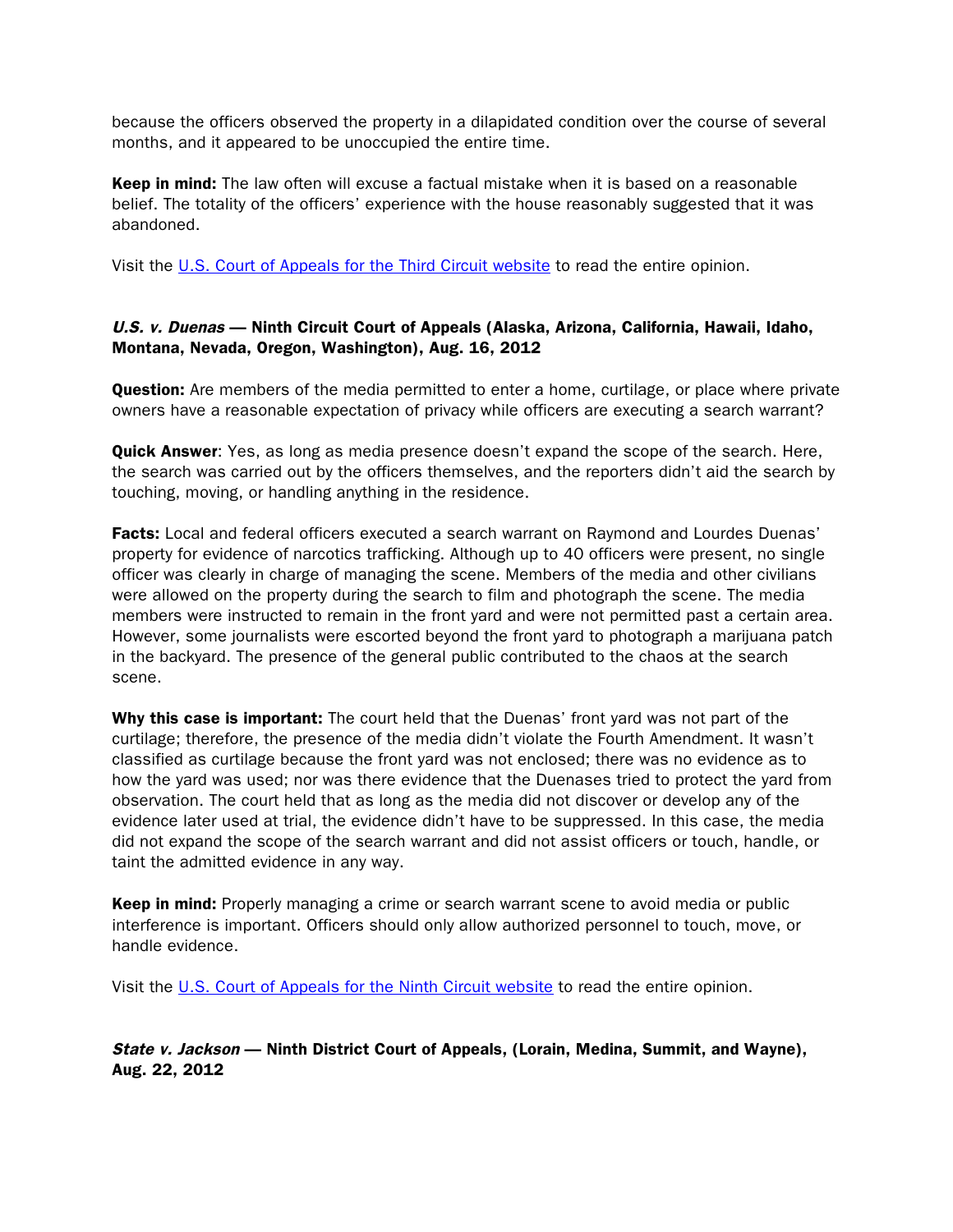because the officers observed the property in a dilapidated condition over the course of several months, and it appeared to be unoccupied the entire time.

**Keep in mind:** The law often will excuse a factual mistake when it is based on a reasonable belief. The totality of the officers' experience with the house reasonably suggested that it was abandoned.

Visit the [U.S. Court of Appeals for the Third Circuit website](#) to read the entire opinion.

### *U.S. v. Duenas* — Ninth Circuit Court of Appeals (Alaska, Arizona, California, Hawaii, Idaho, Montana, Nevada, Oregon, Washington), Aug. 16, 2012

**Question:** Are members of the media permitted to enter a home, curtilage, or place where private owners have a reasonable expectation of privacy while officers are executing a search warrant?

**Quick Answer**: Yes, as long as media presence doesn't expand the scope of the search. Here, the search was carried out by the officers themselves, and the reporters didn't aid the search by touching, moving, or handling anything in the residence.

**Facts:** Local and federal officers executed a search warrant on Raymond and Lourdes Duenas' property for evidence of narcotics trafficking. Although up to 40 officers were present, no single officer was clearly in charge of managing the scene. Members of the media and other civilians were allowed on the property during the search to film and photograph the scene. The media members were instructed to remain in the front yard and were not permitted past a certain area. However, some journalists were escorted beyond the front yard to photograph a marijuana patch in the backyard. The presence of the general public contributed to the chaos at the search scene.

**Why this case is important:** The court held that the Duenas' front yard was not part of the curtilage; therefore, the presence of the media didn't violate the Fourth Amendment. It wasn't classified as curtilage because the front yard was not enclosed; there was no evidence as to how the yard was used; nor was there evidence that the Duenases tried to protect the yard from observation. The court held that as long as the media did not discover or develop any of the evidence later used at trial, the evidence didn't have to be suppressed. In this case, the media did not expand the scope of the search warrant and did not assist officers or touch, handle, or taint the admitted evidence in any way.

**Keep in mind:** Properly managing a crime or search warrant scene to avoid media or public interference is important. Officers should only allow authorized personnel to touch, move, or handle evidence.

Visit the [U.S. Court of Appeals for the Ninth Circuit website](#) to read the entire opinion.

### *State v. Jackson* — Ninth District Court of Appeals, (Lorain, Medina, Summit, and Wayne), Aug. 22, 2012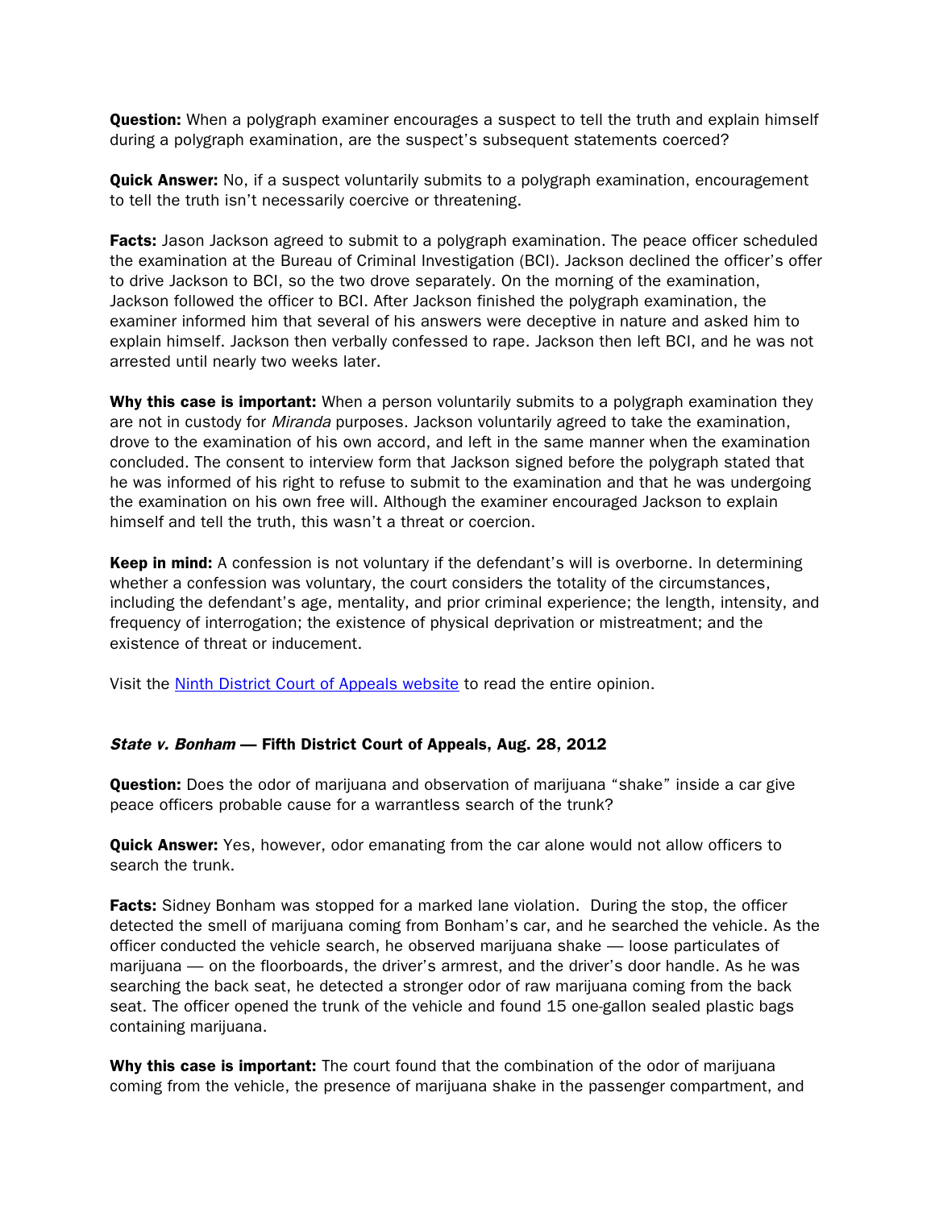**Question:** When a polygraph examiner encourages a suspect to tell the truth and explain himself during a polygraph examination, are the suspect's subsequent statements coerced?

**Quick Answer:** No, if a suspect voluntarily submits to a polygraph examination, encouragement to tell the truth isn't necessarily coercive or threatening.

**Facts:** Jason Jackson agreed to submit to a polygraph examination. The peace officer scheduled the examination at the Bureau of Criminal Investigation (BCI). Jackson declined the officer's offer to drive Jackson to BCI, so the two drove separately. On the morning of the examination, Jackson followed the officer to BCI. After Jackson finished the polygraph examination, the examiner informed him that several of his answers were deceptive in nature and asked him to explain himself. Jackson then verbally confessed to rape. Jackson then left BCI, and he was not arrested until nearly two weeks later.

**Why this case is important:** When a person voluntarily submits to a polygraph examination they are not in custody for *Miranda* purposes. Jackson voluntarily agreed to take the examination, drove to the examination of his own accord, and left in the same manner when the examination concluded. The consent to interview form that Jackson signed before the polygraph stated that he was informed of his right to refuse to submit to the examination and that he was undergoing the examination on his own free will. Although the examiner encouraged Jackson to explain himself and tell the truth, this wasn't a threat or coercion.

**Keep in mind:** A confession is not voluntary if the defendant's will is overborne. In determining whether a confession was voluntary, the court considers the totality of the circumstances, including the defendant's age, mentality, and prior criminal experience; the length, intensity, and frequency of interrogation; the existence of physical deprivation or mistreatment; and the existence of threat or inducement.

Visit the Ninth District Court of Appeals website to read the entire opinion.

### *State v. Bonham* — Fifth District Court of Appeals, Aug. 28, 2012

**Question:** Does the odor of marijuana and observation of marijuana "shake" inside a car give peace officers probable cause for a warrantless search of the trunk?

**Quick Answer:** Yes, however, odor emanating from the car alone would not allow officers to search the trunk.

**Facts:** Sidney Bonham was stopped for a marked lane violation. During the stop, the officer detected the smell of marijuana coming from Bonham's car, and he searched the vehicle. As the officer conducted the vehicle search, he observed marijuana shake — loose particulates of marijuana — on the floorboards, the driver's armrest, and the driver's door handle. As he was searching the back seat, he detected a stronger odor of raw marijuana coming from the back seat. The officer opened the trunk of the vehicle and found 15 one-gallon sealed plastic bags containing marijuana.

**Why this case is important:** The court found that the combination of the odor of marijuana coming from the vehicle, the presence of marijuana shake in the passenger compartment, and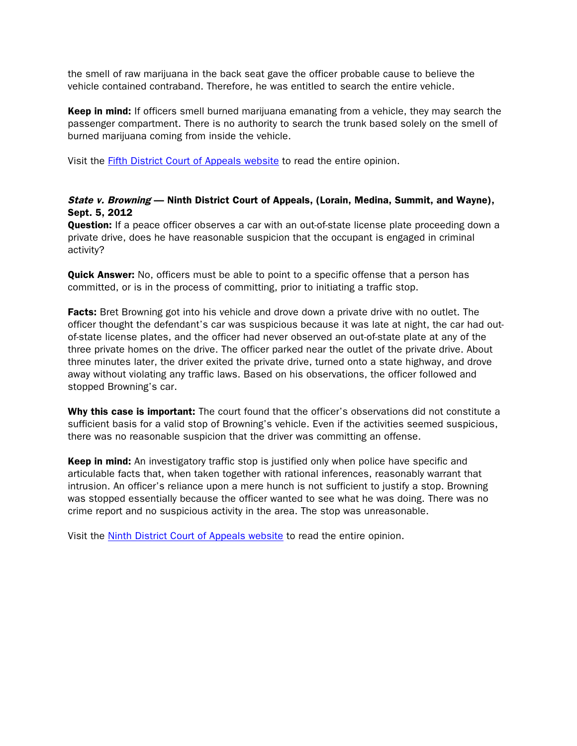the smell of raw marijuana in the back seat gave the officer probable cause to believe the vehicle contained contraband. Therefore, he was entitled to search the entire vehicle.

**Keep in mind:** If officers smell burned marijuana emanating from a vehicle, they may search the passenger compartment. There is no authority to search the trunk based solely on the smell of burned marijuana coming from inside the vehicle.

Visit the [Fifth District Court of Appeals website]() to read the entire opinion.

### ***State v. Browning*** — Ninth District Court of Appeals, (Lorain, Medina, Summit, and Wayne), Sept. 5, 2012

**Question:** If a peace officer observes a car with an out-of-state license plate proceeding down a private drive, does he have reasonable suspicion that the occupant is engaged in criminal activity?

**Quick Answer:** No, officers must be able to point to a specific offense that a person has committed, or is in the process of committing, prior to initiating a traffic stop.

**Facts:** Bret Browning got into his vehicle and drove down a private drive with no outlet. The officer thought the defendant's car was suspicious because it was late at night, the car had out-of-state license plates, and the officer had never observed an out-of-state plate at any of the three private homes on the drive. The officer parked near the outlet of the private drive. About three minutes later, the driver exited the private drive, turned onto a state highway, and drove away without violating any traffic laws. Based on his observations, the officer followed and stopped Browning's car.

**Why this case is important:** The court found that the officer's observations did not constitute a sufficient basis for a valid stop of Browning's vehicle. Even if the activities seemed suspicious, there was no reasonable suspicion that the driver was committing an offense.

**Keep in mind:** An investigatory traffic stop is justified only when police have specific and articulable facts that, when taken together with rational inferences, reasonably warrant that intrusion. An officer's reliance upon a mere hunch is not sufficient to justify a stop. Browning was stopped essentially because the officer wanted to see what he was doing. There was no crime report and no suspicious activity in the area. The stop was unreasonable.

Visit the [Ninth District Court of Appeals website]() to read the entire opinion.